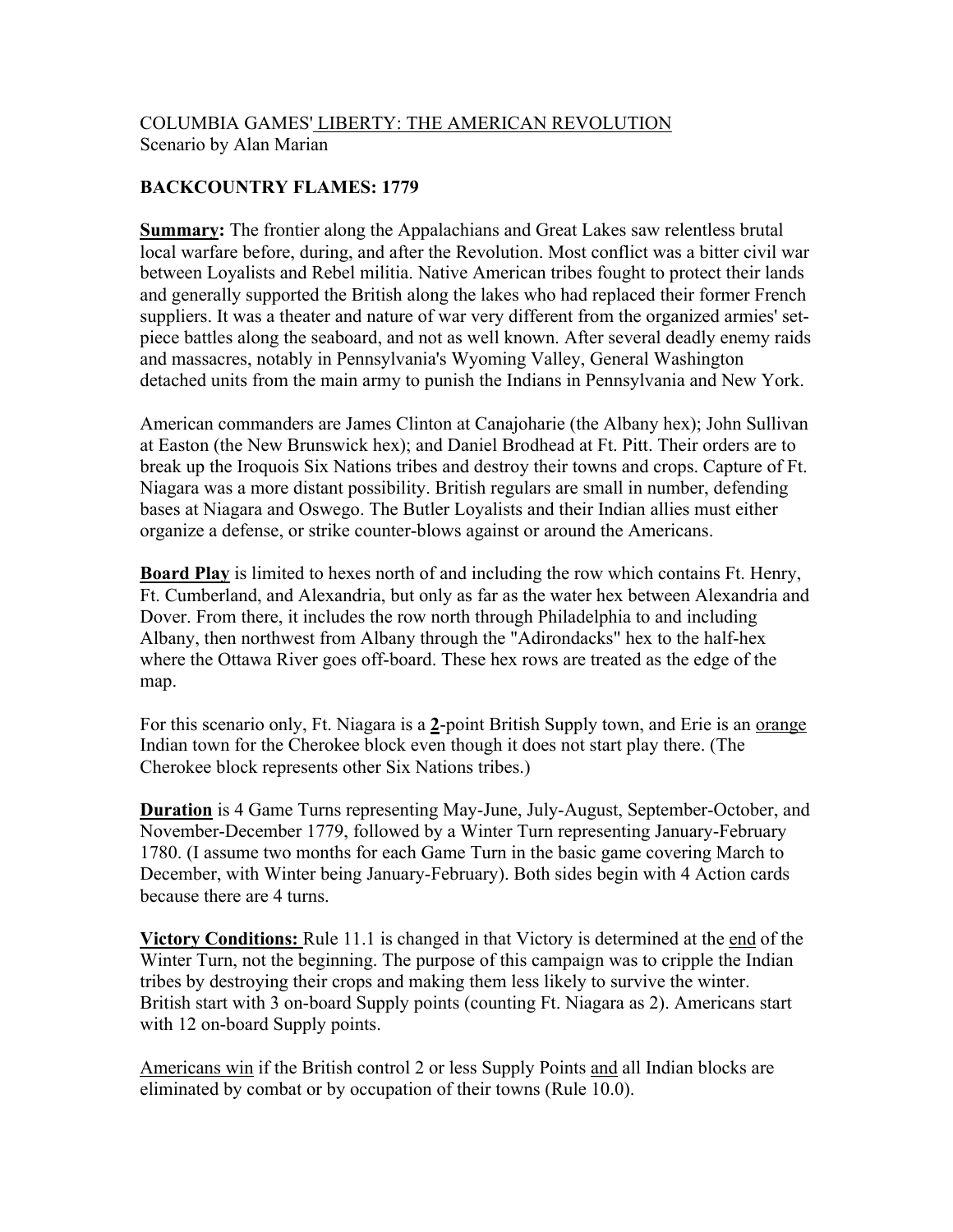COLUMBIA GAMES' <u>LIBERTY: THE AMERICAN REVOLUTION</u>
Scenario by Alan Marian

## BACKCOUNTRY FLAMES: 1779

**<u>Summary</u>:** The frontier along the Appalachians and Great Lakes saw relentless brutal local warfare before, during, and after the Revolution. Most conflict was a bitter civil war between Loyalists and Rebel militia. Native American tribes fought to protect their lands and generally supported the British along the lakes who had replaced their former French suppliers. It was a theater and nature of war very different from the organized armies' set-piece battles along the seaboard, and not as well known. After several deadly enemy raids and massacres, notably in Pennsylvania's Wyoming Valley, General Washington detached units from the main army to punish the Indians in Pennsylvania and New York.

American commanders are James Clinton at Canajoharie (the Albany hex); John Sullivan at Easton (the New Brunswick hex); and Daniel Brodhead at Ft. Pitt. Their orders are to break up the Iroquois Six Nations tribes and destroy their towns and crops. Capture of Ft. Niagara was a more distant possibility. British regulars are small in number, defending bases at Niagara and Oswego. The Butler Loyalists and their Indian allies must either organize a defense, or strike counter-blows against or around the Americans.

**<u>Board Play</u>** is limited to hexes north of and including the row which contains Ft. Henry, Ft. Cumberland, and Alexandria, but only as far as the water hex between Alexandria and Dover. From there, it includes the row north through Philadelphia to and including Albany, then northwest from Albany through the "Adirondacks" hex to the half-hex where the Ottawa River goes off-board. These hex rows are treated as the edge of the map.

For this scenario only, Ft. Niagara is a **<u>2</u>**-point British Supply town, and Erie is an <u>orange</u> Indian town for the Cherokee block even though it does not start play there. (The Cherokee block represents other Six Nations tribes.)

**<u>Duration</u>** is 4 Game Turns representing May-June, July-August, September-October, and November-December 1779, followed by a Winter Turn representing January-February 1780. (I assume two months for each Game Turn in the basic game covering March to December, with Winter being January-February). Both sides begin with 4 Action cards because there are 4 turns.

**<u>Victory Conditions:</u>** Rule 11.1 is changed in that Victory is determined at the <u>end</u> of the Winter Turn, not the beginning. The purpose of this campaign was to cripple the Indian tribes by destroying their crops and making them less likely to survive the winter. British start with 3 on-board Supply points (counting Ft. Niagara as 2). Americans start with 12 on-board Supply points.

<u>Americans win</u> if the British control 2 or less Supply Points <u>and</u> all Indian blocks are eliminated by combat or by occupation of their towns (Rule 10.0).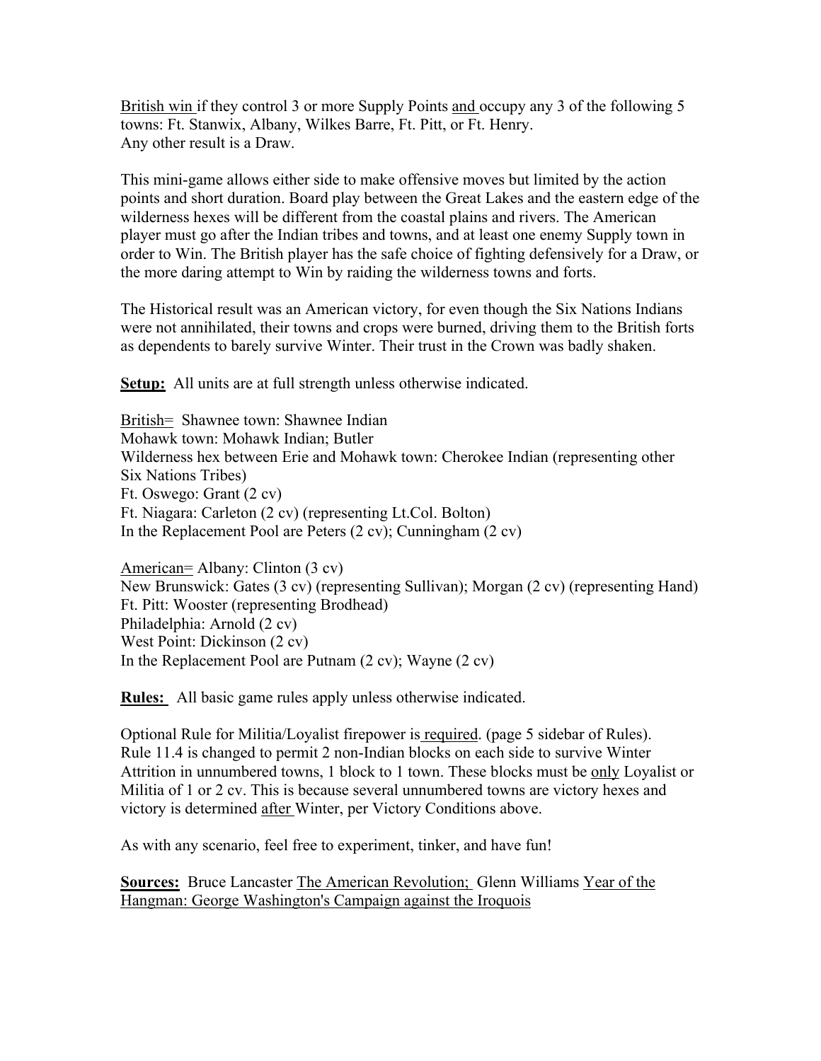British win if they control 3 or more Supply Points and occupy any 3 of the following 5 towns: Ft. Stanwix, Albany, Wilkes Barre, Ft. Pitt, or Ft. Henry.
Any other result is a Draw.

This mini-game allows either side to make offensive moves but limited by the action points and short duration. Board play between the Great Lakes and the eastern edge of the wilderness hexes will be different from the coastal plains and rivers. The American player must go after the Indian tribes and towns, and at least one enemy Supply town in order to Win. The British player has the safe choice of fighting defensively for a Draw, or the more daring attempt to Win by raiding the wilderness towns and forts.

The Historical result was an American victory, for even though the Six Nations Indians were not annihilated, their towns and crops were burned, driving them to the British forts as dependents to barely survive Winter. Their trust in the Crown was badly shaken.

**Setup:** All units are at full strength unless otherwise indicated.

British= Shawnee town: Shawnee Indian
Mohawk town: Mohawk Indian; Butler
Wilderness hex between Erie and Mohawk town: Cherokee Indian (representing other Six Nations Tribes)
Ft. Oswego: Grant (2 cv)
Ft. Niagara: Carleton (2 cv) (representing Lt.Col. Bolton)
In the Replacement Pool are Peters (2 cv); Cunningham (2 cv)

American= Albany: Clinton (3 cv)
New Brunswick: Gates (3 cv) (representing Sullivan); Morgan (2 cv) (representing Hand)
Ft. Pitt: Wooster (representing Brodhead)
Philadelphia: Arnold (2 cv)
West Point: Dickinson (2 cv)
In the Replacement Pool are Putnam (2 cv); Wayne (2 cv)

**Rules:** All basic game rules apply unless otherwise indicated.

Optional Rule for Militia/Loyalist firepower is required. (page 5 sidebar of Rules).
Rule 11.4 is changed to permit 2 non-Indian blocks on each side to survive Winter Attrition in unnumbered towns, 1 block to 1 town. These blocks must be only Loyalist or Militia of 1 or 2 cv. This is because several unnumbered towns are victory hexes and victory is determined after Winter, per Victory Conditions above.

As with any scenario, feel free to experiment, tinker, and have fun!

**Sources:** Bruce Lancaster The American Revolution; Glenn Williams Year of the Hangman: George Washington's Campaign against the Iroquois